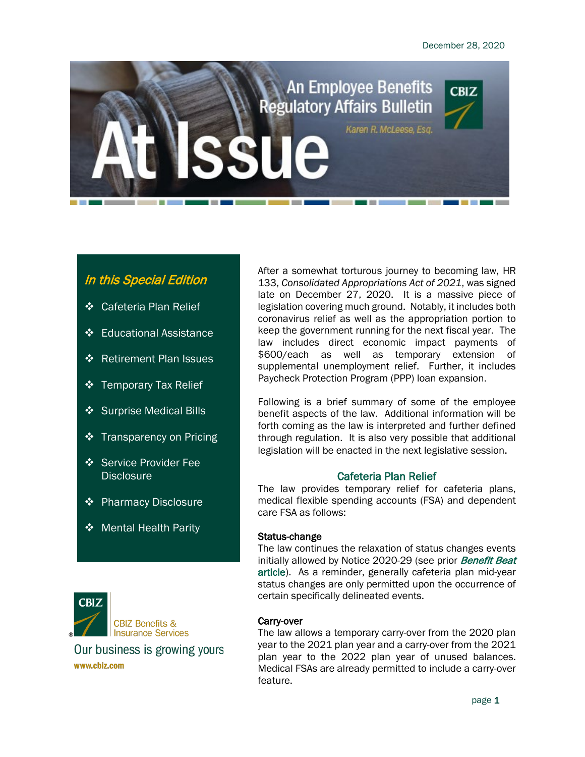December 28, 2020

# At Issue

## An Employee Benefits Regulatory Affairs Bulletin

*Karen R. McLeese, Esq.*

### *In this Special Edition*

- Cafeteria Plan Relief
- Educational Assistance
- Retirement Plan Issues
- Temporary Tax Relief
- Surprise Medical Bills
- Transparency on Pricing
- Service Provider Fee Disclosure
- Pharmacy Disclosure
- Mental Health Parity

CBIZ Benefits & Insurance Services

Our business is growing yours

www.cbiz.com

After a somewhat torturous journey to becoming law, HR 133, *Consolidated Appropriations Act of 2021*, was signed late on December 27, 2020. It is a massive piece of legislation covering much ground. Notably, it includes both coronavirus relief as well as the appropriation portion to keep the government running for the next fiscal year. The law includes direct economic impact payments of $600/each as well as temporary extension of supplemental unemployment relief. Further, it includes Paycheck Protection Program (PPP) loan expansion.

Following is a brief summary of some of the employee benefit aspects of the law. Additional information will be forth coming as the law is interpreted and further defined through regulation. It is also very possible that additional legislation will be enacted in the next legislative session.

## Cafeteria Plan Relief

The law provides temporary relief for cafeteria plans, medical flexible spending accounts (FSA) and dependent care FSA as follows:

### Status-change

The law continues the relaxation of status changes events initially allowed by Notice 2020-29 (see prior *Benefit Beat* article). As a reminder, generally cafeteria plan mid-year status changes are only permitted upon the occurrence of certain specifically delineated events.

### Carry-over

The law allows a temporary carry-over from the 2020 plan year to the 2021 plan year and a carry-over from the 2021 plan year to the 2022 plan year of unused balances. Medical FSAs are already permitted to include a carry-over feature.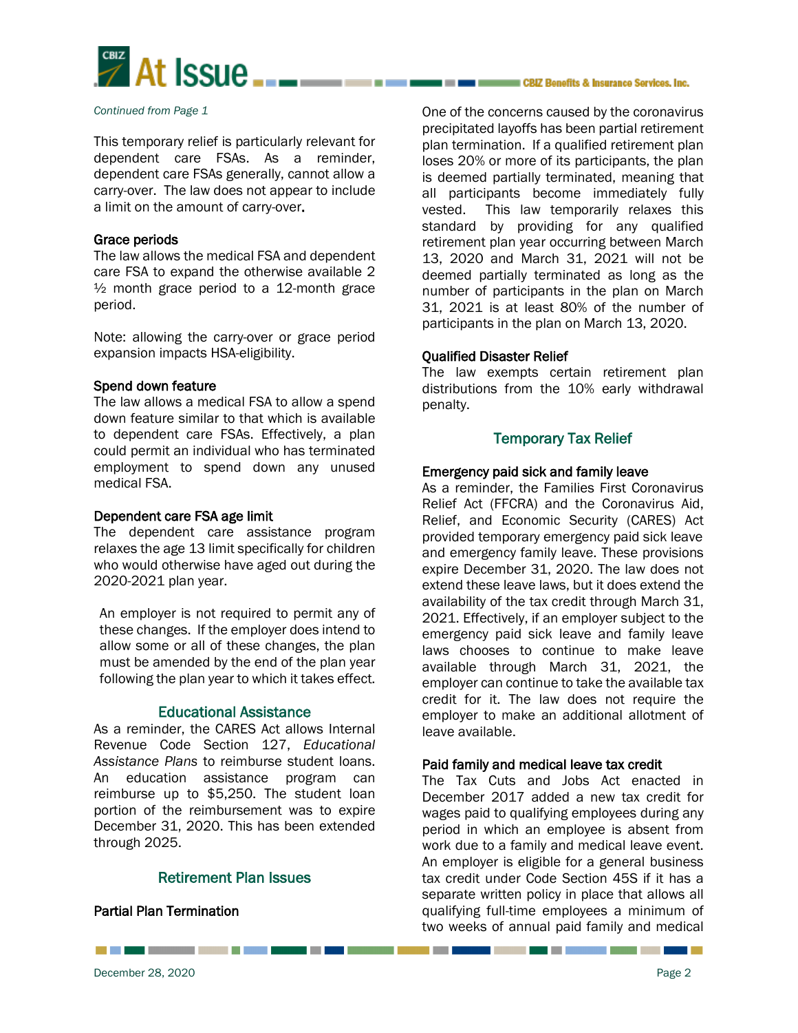*Continued from Page 1*

This temporary relief is particularly relevant for dependent care FSAs. As a reminder, dependent care FSAs generally, cannot allow a carry-over. The law does not appear to include a limit on the amount of carry-over**.**

**Grace periods**

The law allows the medical FSA and dependent care FSA to expand the otherwise available 2 ½ month grace period to a 12-month grace period.

Note: allowing the carry-over or grace period expansion impacts HSA-eligibility.

**Spend down feature**

The law allows a medical FSA to allow a spend down feature similar to that which is available to dependent care FSAs. Effectively, a plan could permit an individual who has terminated employment to spend down any unused medical FSA.

**Dependent care FSA age limit**

The dependent care assistance program relaxes the age 13 limit specifically for children who would otherwise have aged out during the 2020-2021 plan year.

An employer is not required to permit any of these changes. If the employer does intend to allow some or all of these changes, the plan must be amended by the end of the plan year following the plan year to which it takes effect.

## Educational Assistance

As a reminder, the CARES Act allows Internal Revenue Code Section 127, *Educational Assistance Plans* to reimburse student loans. An education assistance program can reimburse up to $5,250. The student loan portion of the reimbursement was to expire December 31, 2020. This has been extended through 2025.

## Retirement Plan Issues

**Partial Plan Termination**

One of the concerns caused by the coronavirus precipitated layoffs has been partial retirement plan termination. If a qualified retirement plan loses 20% or more of its participants, the plan is deemed partially terminated, meaning that all participants become immediately fully vested. This law temporarily relaxes this standard by providing for any qualified retirement plan year occurring between March 13, 2020 and March 31, 2021 will not be deemed partially terminated as long as the number of participants in the plan on March 31, 2021 is at least 80% of the number of participants in the plan on March 13, 2020.

**Qualified Disaster Relief**

The law exempts certain retirement plan distributions from the 10% early withdrawal penalty.

## Temporary Tax Relief

**Emergency paid sick and family leave**

As a reminder, the Families First Coronavirus Relief Act (FFCRA) and the Coronavirus Aid, Relief, and Economic Security (CARES) Act provided temporary emergency paid sick leave and emergency family leave. These provisions expire December 31, 2020. The law does not extend these leave laws, but it does extend the availability of the tax credit through March 31, 2021. Effectively, if an employer subject to the emergency paid sick leave and family leave laws chooses to continue to make leave available through March 31, 2021, the employer can continue to take the available tax credit for it. The law does not require the employer to make an additional allotment of leave available.

**Paid family and medical leave tax credit**

The Tax Cuts and Jobs Act enacted in December 2017 added a new tax credit for wages paid to qualifying employees during any period in which an employee is absent from work due to a family and medical leave event. An employer is eligible for a general business tax credit under Code Section 45S if it has a separate written policy in place that allows all qualifying full-time employees a minimum of two weeks of annual paid family and medical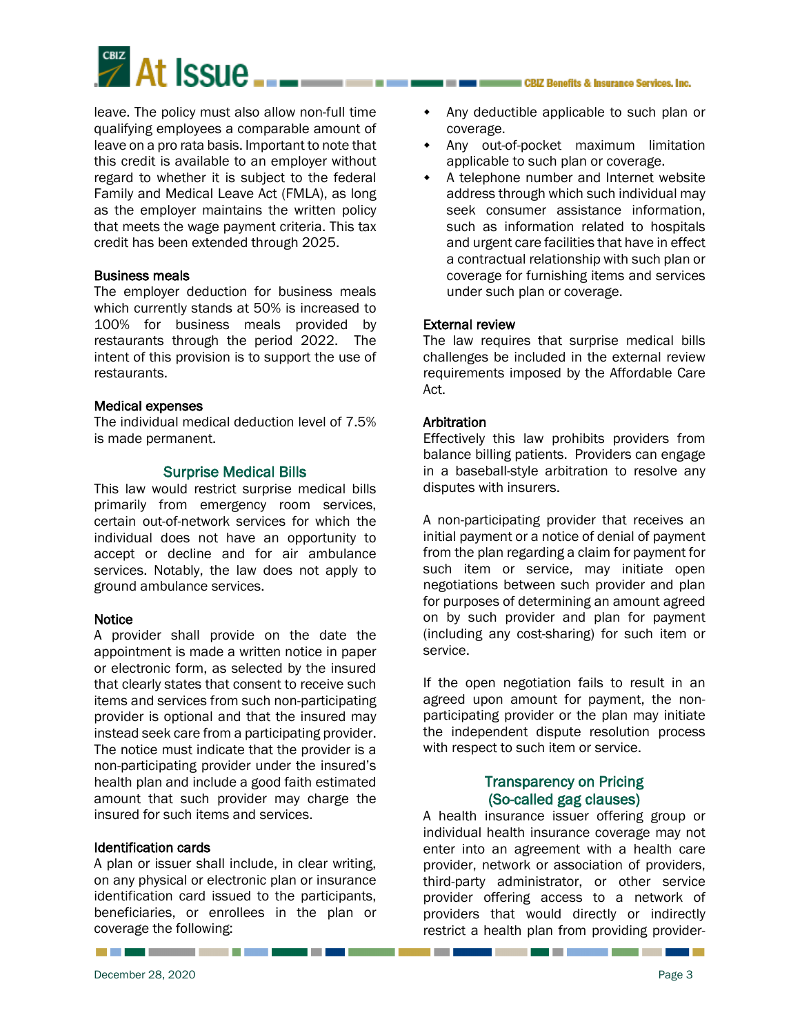leave. The policy must also allow non-full time qualifying employees a comparable amount of leave on a pro rata basis. Important to note that this credit is available to an employer without regard to whether it is subject to the federal Family and Medical Leave Act (FMLA), as long as the employer maintains the written policy that meets the wage payment criteria. This tax credit has been extended through 2025.

### Business meals

The employer deduction for business meals which currently stands at 50% is increased to 100% for business meals provided by restaurants through the period 2022. The intent of this provision is to support the use of restaurants.

### Medical expenses

The individual medical deduction level of 7.5% is made permanent.

## Surprise Medical Bills

This law would restrict surprise medical bills primarily from emergency room services, certain out-of-network services for which the individual does not have an opportunity to accept or decline and for air ambulance services. Notably, the law does not apply to ground ambulance services.

### Notice

A provider shall provide on the date the appointment is made a written notice in paper or electronic form, as selected by the insured that clearly states that consent to receive such items and services from such non-participating provider is optional and that the insured may instead seek care from a participating provider. The notice must indicate that the provider is a non-participating provider under the insured's health plan and include a good faith estimated amount that such provider may charge the insured for such items and services.

### Identification cards

A plan or issuer shall include, in clear writing, on any physical or electronic plan or insurance identification card issued to the participants, beneficiaries, or enrollees in the plan or coverage the following:

- Any deductible applicable to such plan or coverage.
- Any out-of-pocket maximum limitation applicable to such plan or coverage.
- A telephone number and Internet website address through which such individual may seek consumer assistance information, such as information related to hospitals and urgent care facilities that have in effect a contractual relationship with such plan or coverage for furnishing items and services under such plan or coverage.

### External review

The law requires that surprise medical bills challenges be included in the external review requirements imposed by the Affordable Care Act.

### Arbitration

Effectively this law prohibits providers from balance billing patients. Providers can engage in a baseball-style arbitration to resolve any disputes with insurers.

A non-participating provider that receives an initial payment or a notice of denial of payment from the plan regarding a claim for payment for such item or service, may initiate open negotiations between such provider and plan for purposes of determining an amount agreed on by such provider and plan for payment (including any cost-sharing) for such item or service.

If the open negotiation fails to result in an agreed upon amount for payment, the non-participating provider or the plan may initiate the independent dispute resolution process with respect to such item or service.

## Transparency on Pricing (So-called gag clauses)

A health insurance issuer offering group or individual health insurance coverage may not enter into an agreement with a health care provider, network or association of providers, third-party administrator, or other service provider offering access to a network of providers that would directly or indirectly restrict a health plan from providing provider-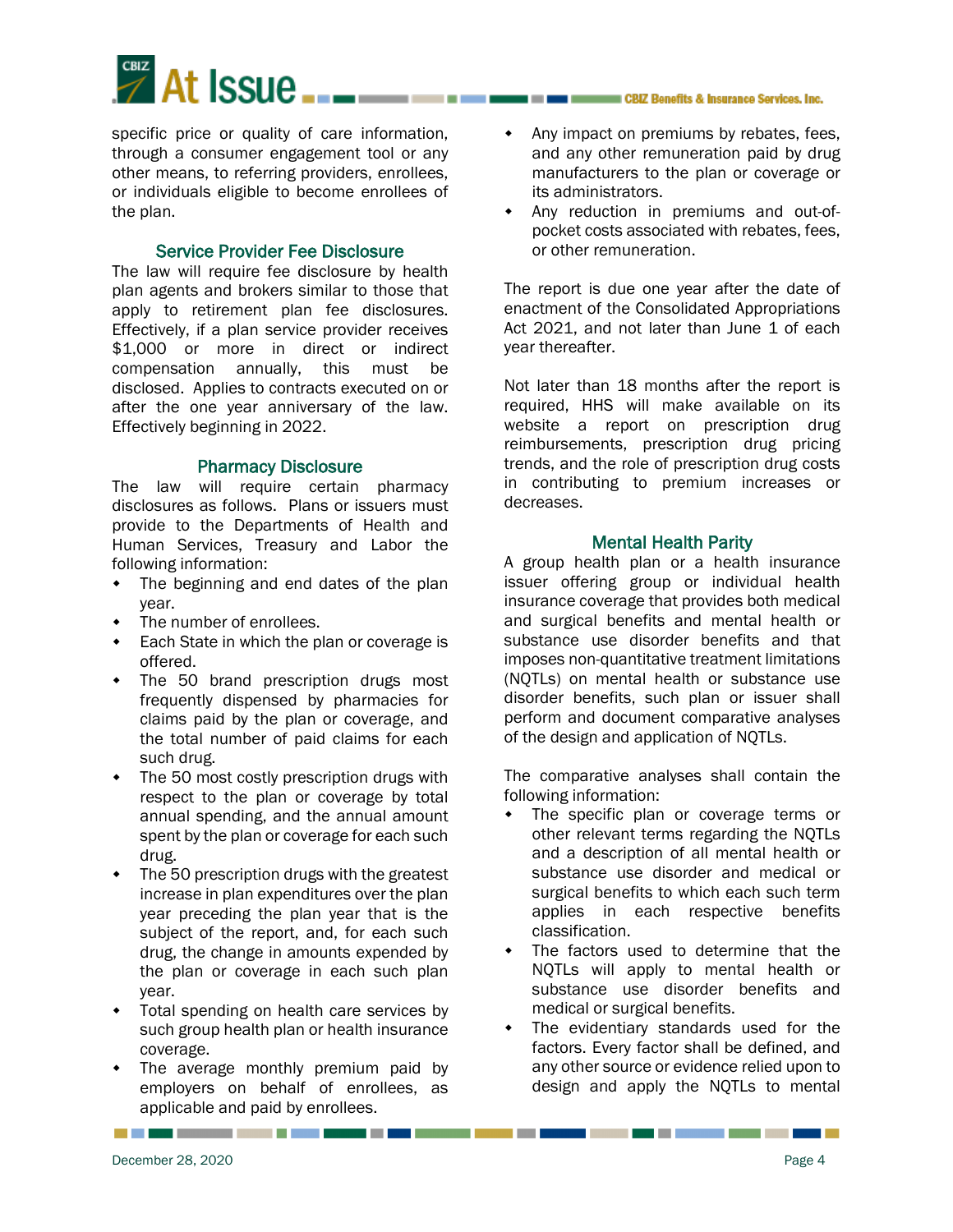specific price or quality of care information, through a consumer engagement tool or any other means, to referring providers, enrollees, or individuals eligible to become enrollees of the plan.

### Service Provider Fee Disclosure

The law will require fee disclosure by health plan agents and brokers similar to those that apply to retirement plan fee disclosures. Effectively, if a plan service provider receives $1,000 or more in direct or indirect compensation annually, this must be disclosed. Applies to contracts executed on or after the one year anniversary of the law. Effectively beginning in 2022.

### Pharmacy Disclosure

The law will require certain pharmacy disclosures as follows. Plans or issuers must provide to the Departments of Health and Human Services, Treasury and Labor the following information:

- The beginning and end dates of the plan year.
- The number of enrollees.
- Each State in which the plan or coverage is offered.
- The 50 brand prescription drugs most frequently dispensed by pharmacies for claims paid by the plan or coverage, and the total number of paid claims for each such drug.
- The 50 most costly prescription drugs with respect to the plan or coverage by total annual spending, and the annual amount spent by the plan or coverage for each such drug.
- The 50 prescription drugs with the greatest increase in plan expenditures over the plan year preceding the plan year that is the subject of the report, and, for each such drug, the change in amounts expended by the plan or coverage in each such plan year.
- Total spending on health care services by such group health plan or health insurance coverage.
- The average monthly premium paid by employers on behalf of enrollees, as applicable and paid by enrollees.
- Any impact on premiums by rebates, fees, and any other remuneration paid by drug manufacturers to the plan or coverage or its administrators.
- Any reduction in premiums and out-of-pocket costs associated with rebates, fees, or other remuneration.

The report is due one year after the date of enactment of the Consolidated Appropriations Act 2021, and not later than June 1 of each year thereafter.

Not later than 18 months after the report is required, HHS will make available on its website a report on prescription drug reimbursements, prescription drug pricing trends, and the role of prescription drug costs in contributing to premium increases or decreases.

### Mental Health Parity

A group health plan or a health insurance issuer offering group or individual health insurance coverage that provides both medical and surgical benefits and mental health or substance use disorder benefits and that imposes non-quantitative treatment limitations (NQTLs) on mental health or substance use disorder benefits, such plan or issuer shall perform and document comparative analyses of the design and application of NQTLs.

The comparative analyses shall contain the following information:

- The specific plan or coverage terms or other relevant terms regarding the NQTLs and a description of all mental health or substance use disorder and medical or surgical benefits to which each such term applies in each respective benefits classification.
- The factors used to determine that the NQTLs will apply to mental health or substance use disorder benefits and medical or surgical benefits.
- The evidentiary standards used for the factors. Every factor shall be defined, and any other source or evidence relied upon to design and apply the NQTLs to mental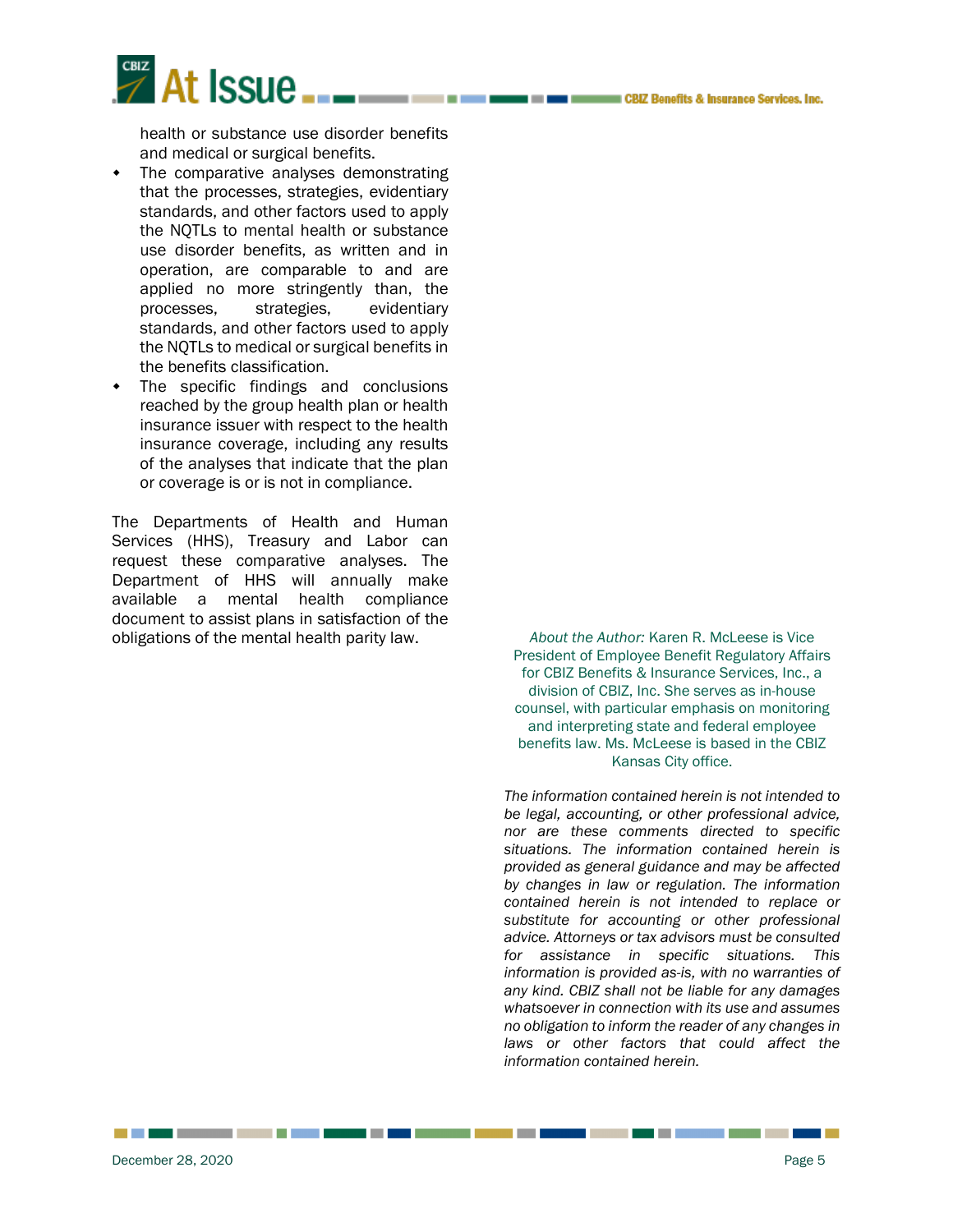health or substance use disorder benefits and medical or surgical benefits.

- The comparative analyses demonstrating that the processes, strategies, evidentiary standards, and other factors used to apply the NQTLs to mental health or substance use disorder benefits, as written and in operation, are comparable to and are applied no more stringently than, the processes, strategies, evidentiary standards, and other factors used to apply the NQTLs to medical or surgical benefits in the benefits classification.
- The specific findings and conclusions reached by the group health plan or health insurance issuer with respect to the health insurance coverage, including any results of the analyses that indicate that the plan or coverage is or is not in compliance.

The Departments of Health and Human Services (HHS), Treasury and Labor can request these comparative analyses. The Department of HHS will annually make available a mental health compliance document to assist plans in satisfaction of the obligations of the mental health parity law.

*About the Author:* Karen R. McLeese is Vice President of Employee Benefit Regulatory Affairs for CBIZ Benefits & Insurance Services, Inc., a division of CBIZ, Inc. She serves as in-house counsel, with particular emphasis on monitoring and interpreting state and federal employee benefits law. Ms. McLeese is based in the CBIZ Kansas City office.

*The information contained herein is not intended to be legal, accounting, or other professional advice, nor are these comments directed to specific situations. The information contained herein is provided as general guidance and may be affected by changes in law or regulation. The information contained herein is not intended to replace or substitute for accounting or other professional advice. Attorneys or tax advisors must be consulted for assistance in specific situations. This information is provided as-is, with no warranties of any kind. CBIZ shall not be liable for any damages whatsoever in connection with its use and assumes no obligation to inform the reader of any changes in laws or other factors that could affect the information contained herein.*